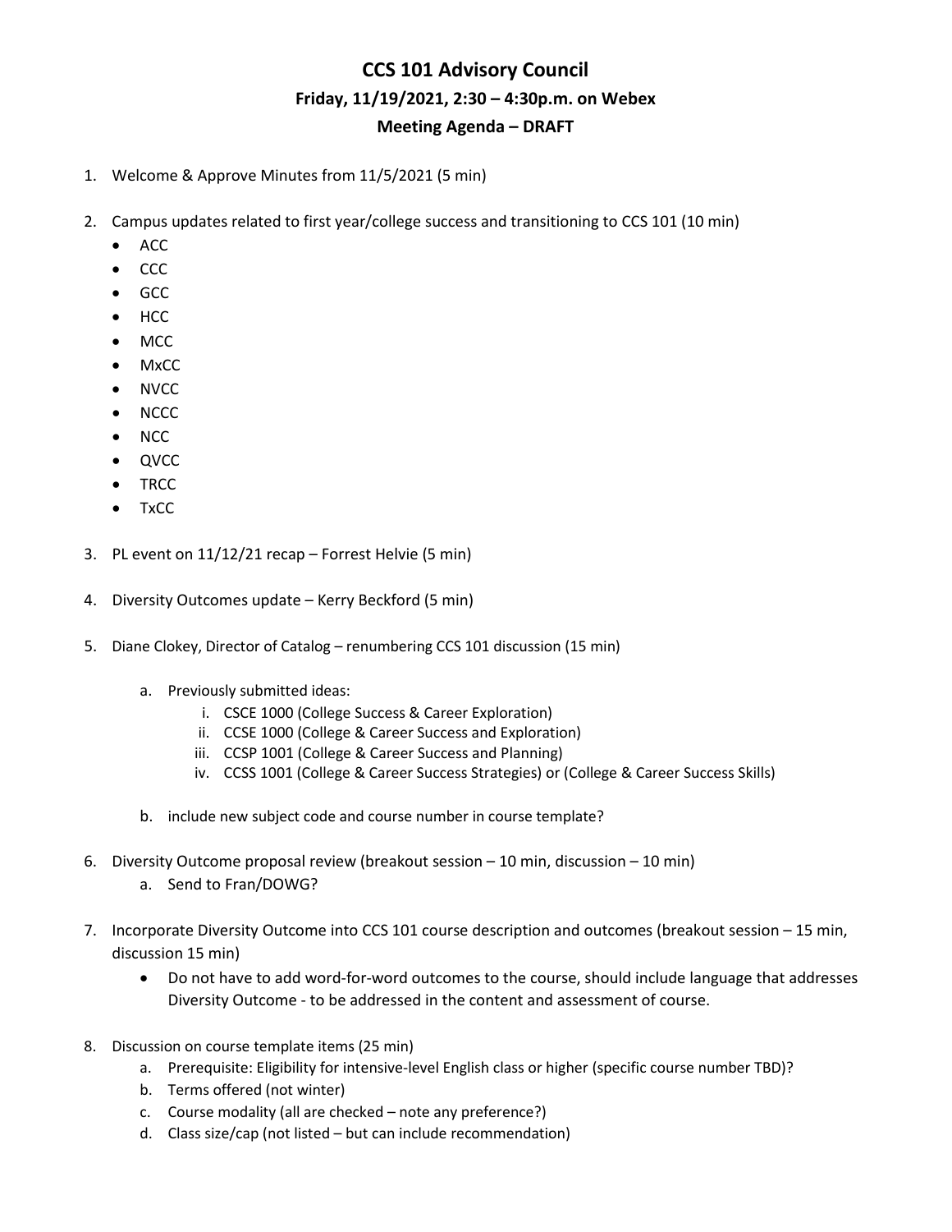# CCS 101 Advisory Council

## Friday, 11/19/2021, 2:30 – 4:30p.m. on Webex

## Meeting Agenda – DRAFT

1. Welcome & Approve Minutes from 11/5/2021 (5 min)

2. Campus updates related to first year/college success and transitioning to CCS 101 (10 min)
   - ACC
   - CCC
   - GCC
   - HCC
   - MCC
   - MxCC
   - NVCC
   - NCCC
   - NCC
   - QVCC
   - TRCC
   - TxCC

3. PL event on 11/12/21 recap – Forrest Helvie (5 min)

4. Diversity Outcomes update – Kerry Beckford (5 min)

5. Diane Clokey, Director of Catalog – renumbering CCS 101 discussion (15 min)

   a. Previously submitted ideas:
      i. CSCE 1000 (College Success & Career Exploration)
      ii. CCSE 1000 (College & Career Success and Exploration)
      iii. CCSP 1001 (College & Career Success and Planning)
      iv. CCSS 1001 (College & Career Success Strategies) or (College & Career Success Skills)

   b. include new subject code and course number in course template?

6. Diversity Outcome proposal review (breakout session – 10 min, discussion – 10 min)
   a. Send to Fran/DOWG?

7. Incorporate Diversity Outcome into CCS 101 course description and outcomes (breakout session – 15 min, discussion 15 min)
   - Do not have to add word-for-word outcomes to the course, should include language that addresses Diversity Outcome - to be addressed in the content and assessment of course.

8. Discussion on course template items (25 min)
   a. Prerequisite: Eligibility for intensive-level English class or higher (specific course number TBD)?
   b. Terms offered (not winter)
   c. Course modality (all are checked – note any preference?)
   d. Class size/cap (not listed – but can include recommendation)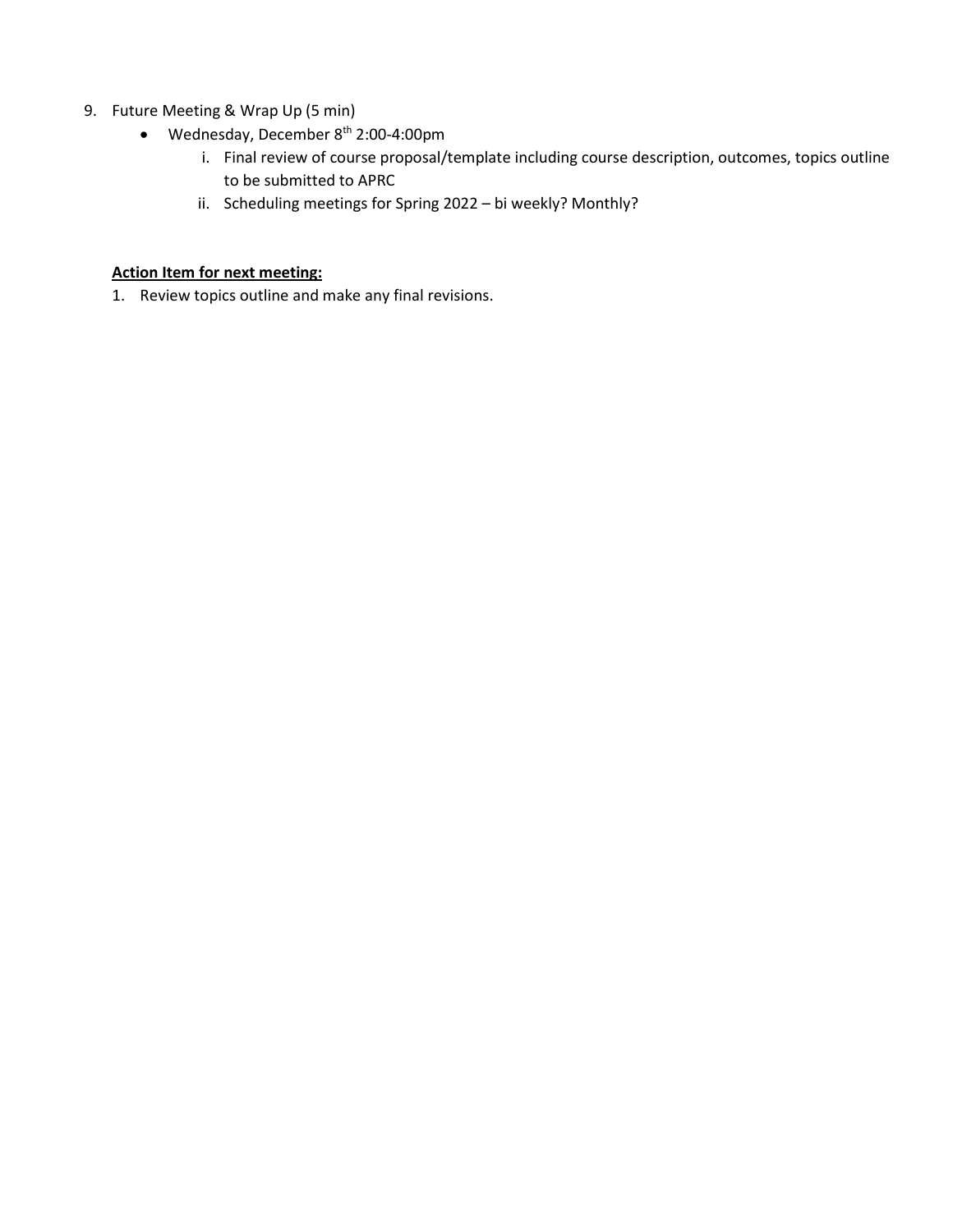9. Future Meeting & Wrap Up (5 min)
   - Wednesday, December 8th 2:00-4:00pm
     - i. Final review of course proposal/template including course description, outcomes, topics outline to be submitted to APRC
     - ii. Scheduling meetings for Spring 2022 – bi weekly? Monthly?

**<u>Action Item for next meeting:</u>**

1. Review topics outline and make any final revisions.